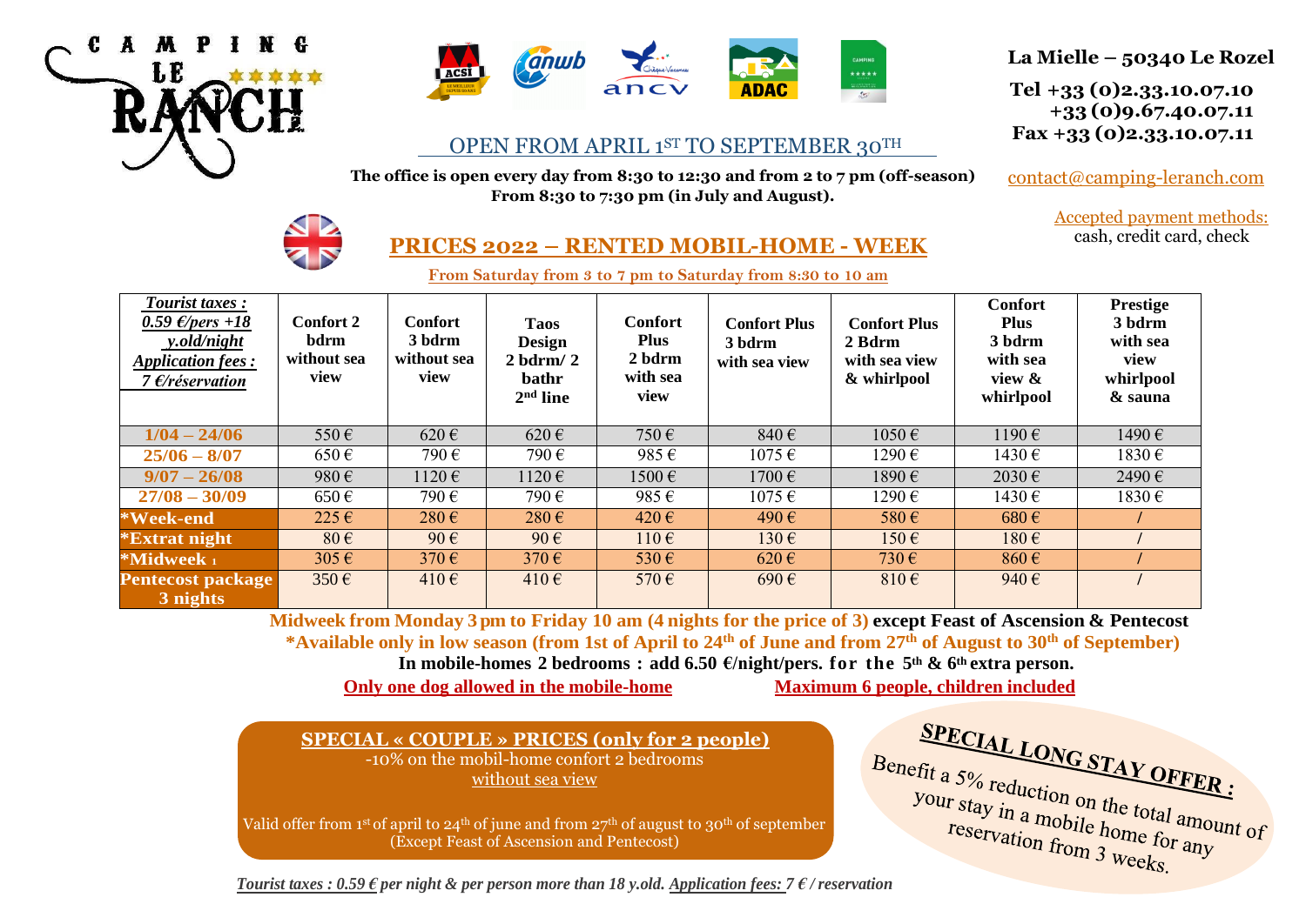CAMPING LE RANCH ★★★★★

**La Mielle – 50340 Le Rozel**

**Tel +33 (0)2.33.10.07.10**
**+33 (0)9.67.40.07.11**
**Fax +33 (0)2.33.10.07.11**

contact@camping-leranch.com

Accepted payment methods:
cash, credit card, check

OPEN FROM APRIL 1ST TO SEPTEMBER 30TH

**The office is open every day from 8:30 to 12:30 and from 2 to 7 pm (off-season)**
**From 8:30 to 7:30 pm (in July and August).**

## PRICES 2022 – RENTED MOBIL-HOME - WEEK

**From Saturday from 3 to 7 pm to Saturday from 8:30 to 10 am**

| *Tourist taxes : 0.59 €/pers +18 y.old/night Application fees : 7 €/réservation* | Confort 2 bdrm without sea view | Confort 3 bdrm without sea view | Taos Design 2 bdrm/ 2 bathr 2nd line | Confort Plus 2 bdrm with sea view | Confort Plus 3 bdrm with sea view | Confort Plus 2 Bdrm with sea view & whirlpool | Confort Plus 3 bdrm with sea view & whirlpool | Prestige 3 bdrm with sea view whirlpool & sauna |
|---|---|---|---|---|---|---|---|---|
| **1/04 – 24/06** | 550 € | 620 € | 620 € | 750 € | 840 € | 1050 € | 1190 € | 1490 € |
| **25/06 – 8/07** | 650 € | 790 € | 790 € | 985 € | 1075 € | 1290 € | 1430 € | 1830 € |
| **9/07 – 26/08** | 980 € | 1120 € | 1120 € | 1500 € | 1700 € | 1890 € | 2030 € | 2490 € |
| **27/08 – 30/09** | 650 € | 790 € | 790 € | 985 € | 1075 € | 1290 € | 1430 € | 1830 € |
| **\*Week-end** | 225 € | 280 € | 280 € | 420 € | 490 € | 580 € | 680 € | / |
| **\*Extrat night** | 80 € | 90 € | 90 € | 110 € | 130 € | 150 € | 180 € | / |
| **\*Midweek 1** | 305 € | 370 € | 370 € | 530 € | 620 € | 730 € | 860 € | / |
| **Pentecost package 3 nights** | 350 € | 410 € | 410 € | 570 € | 690 € | 810 € | 940 € | / |

**Midweek from Monday 3 pm to Friday 10 am (4 nights for the price of 3) except Feast of Ascension & Pentecost**
**\*Available only in low season (from 1st of April to 24th of June and from 27th of August to 30th of September)**
**In mobile-homes 2 bedrooms : add 6.50 €/night/pers. for the 5th & 6th extra person.**

**Only one dog allowed in the mobile-home**    **Maximum 6 people, children included**

**SPECIAL « COUPLE » PRICES (only for 2 people)**
-10% on the mobil-home confort 2 bedrooms
without sea view

Valid offer from 1st of april to 24th of june and from 27th of august to 30th of september
(Except Feast of Ascension and Pentecost)

**SPECIAL LONG STAY OFFER :**
Benefit a 5% reduction on the total amount of your stay in a mobile home for any reservation from 3 weeks.

*Tourist taxes : 0.59 € per night & per person more than 18 y.old. Application fees: 7 € / reservation*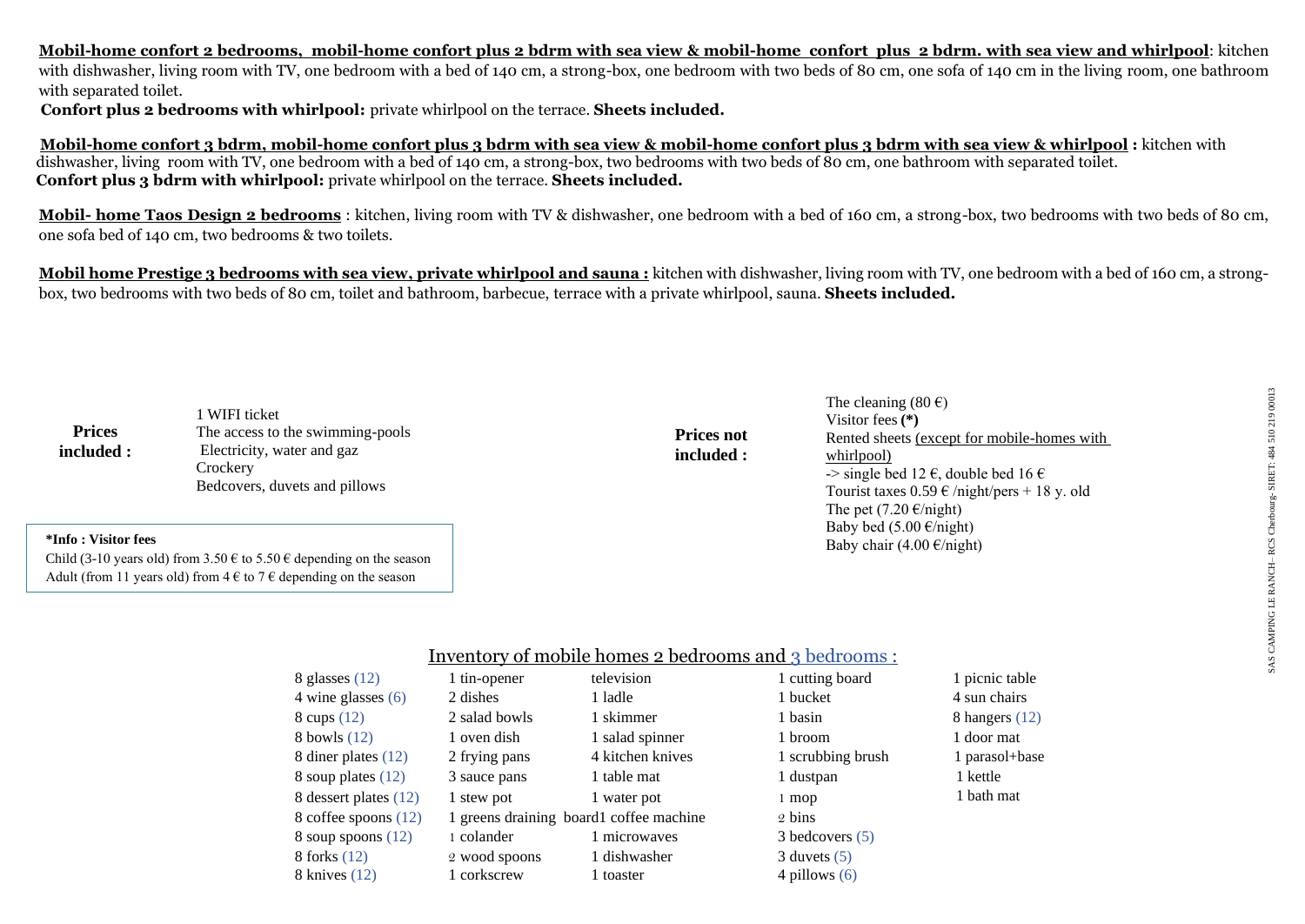**Mobil-home confort 2 bedrooms, mobil-home confort plus 2 bdrm with sea view & mobil-home confort plus 2 bdrm. with sea view and whirlpool**: kitchen with dishwasher, living room with TV, one bedroom with a bed of 140 cm, a strong-box, one bedroom with two beds of 80 cm, one sofa of 140 cm in the living room, one bathroom with separated toilet.
**Confort plus 2 bedrooms with whirlpool:** private whirlpool on the terrace. **Sheets included.**

**Mobil-home confort 3 bdrm, mobil-home confort plus 3 bdrm with sea view & mobil-home confort plus 3 bdrm with sea view & whirlpool :** kitchen with dishwasher, living room with TV, one bedroom with a bed of 140 cm, a strong-box, two bedrooms with two beds of 80 cm, one bathroom with separated toilet.
**Confort plus 3 bdrm with whirlpool:** private whirlpool on the terrace. **Sheets included.**

**Mobil- home Taos Design 2 bedrooms** : kitchen, living room with TV & dishwasher, one bedroom with a bed of 160 cm, a strong-box, two bedrooms with two beds of 80 cm, one sofa bed of 140 cm, two bedrooms & two toilets.

**Mobil home Prestige 3 bedrooms with sea view, private whirlpool and sauna :** kitchen with dishwasher, living room with TV, one bedroom with a bed of 160 cm, a strong-box, two bedrooms with two beds of 80 cm, toilet and bathroom, barbecue, terrace with a private whirlpool, sauna. **Sheets included.**

**Prices included :**

- 1 WIFI ticket
- The access to the swimming-pools
- Electricity, water and gaz
- Crockery
- Bedcovers, duvets and pillows

**Prices not included :**

- The cleaning (80 €)
- Visitor fees **(*)**
- Rented sheets (except for mobile-homes with whirlpool)
  -> single bed 12 €, double bed 16 €
- Tourist taxes 0.59 € /night/pers + 18 y. old
- The pet (7.20 €/night)
- Baby bed (5.00 €/night)
- Baby chair (4.00 €/night)

**\*Info : Visitor fees**
Child (3-10 years old) from 3.50 € to 5.50 € depending on the season
Adult (from 11 years old) from 4 € to 7 € depending on the season

## Inventory of mobile homes 2 bedrooms and 3 bedrooms :

| | | | | |
|---|---|---|---|---|
| 8 glasses (12) | 1 tin-opener | television | 1 cutting board | 1 picnic table |
| 4 wine glasses (6) | 2 dishes | 1 ladle | 1 bucket | 4 sun chairs |
| 8 cups (12) | 2 salad bowls | 1 skimmer | 1 basin | 8 hangers (12) |
| 8 bowls (12) | 1 oven dish | 1 salad spinner | 1 broom | 1 door mat |
| 8 diner plates (12) | 2 frying pans | 4 kitchen knives | 1 scrubbing brush | 1 parasol+base |
| 8 soup plates (12) | 3 sauce pans | 1 table mat | 1 dustpan | 1 kettle |
| 8 dessert plates (12) | 1 stew pot | 1 water pot | 1 mop | 1 bath mat |
| 8 coffee spoons (12) | 1 greens draining board | 1 coffee machine | 2 bins | |
| 8 soup spoons (12) | 1 colander | 1 microwaves | 3 bedcovers (5) | |
| 8 forks (12) | 2 wood spoons | 1 dishwasher | 3 duvets (5) | |
| 8 knives (12) | 1 corkscrew | 1 toaster | 4 pillows (6) | |

SAS CAMPING LE RANCH– RCS Cherbourg- SIRET: 484 510 219 00013